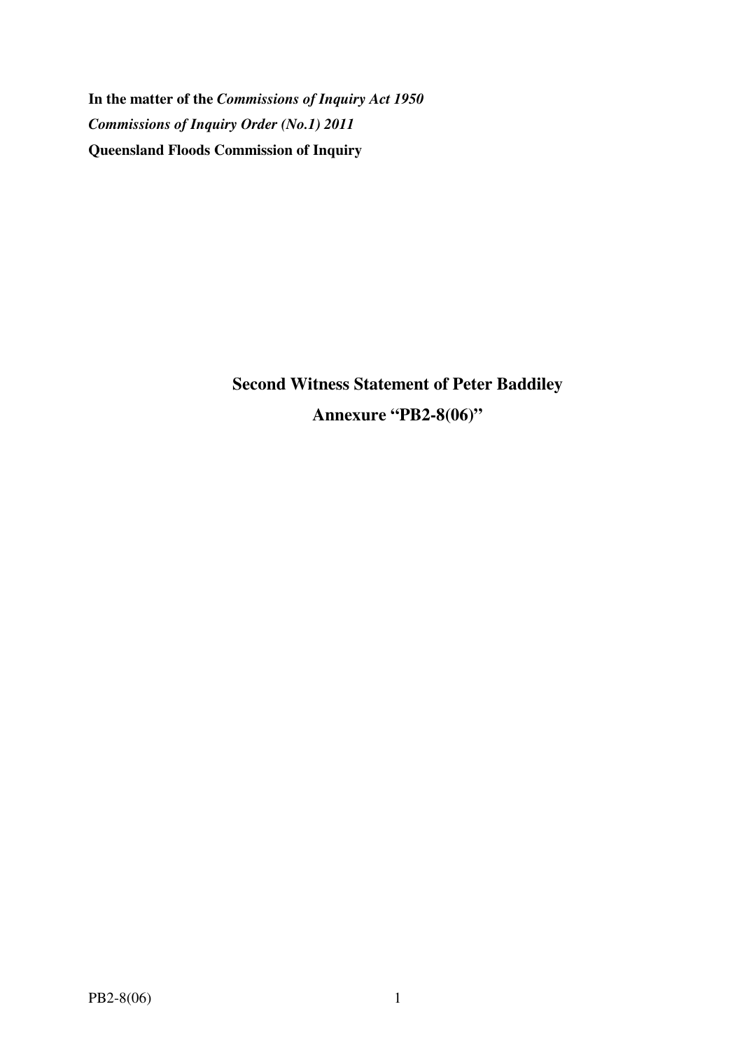**In the matter of the *Commissions of Inquiry Act 1950***

***Commissions of Inquiry Order (No.1) 2011***

**Queensland Floods Commission of Inquiry**

## Second Witness Statement of Peter Baddiley

## Annexure "PB2-8(06)"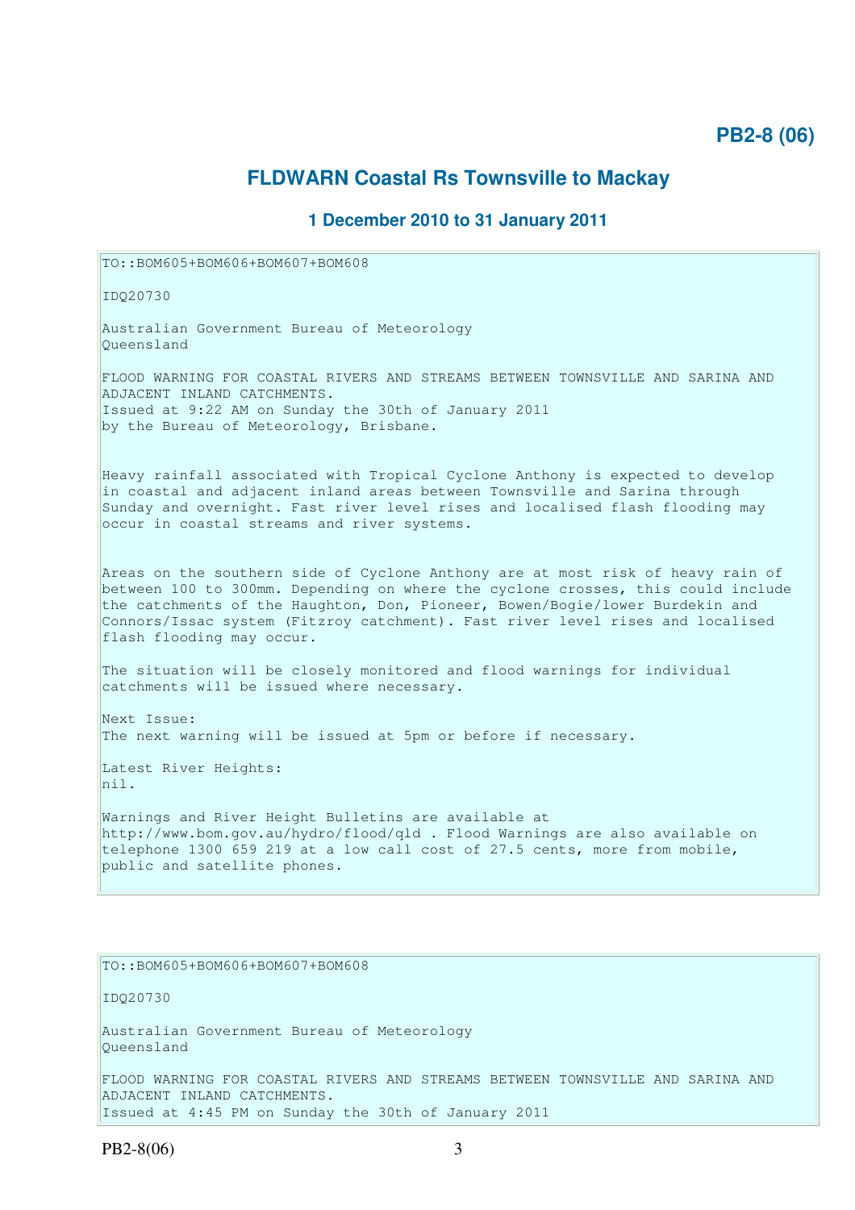**PB2-8 (06)**

## FLDWARN Coastal Rs Townsville to Mackay

### 1 December 2010 to 31 January 2011

```
TO::BOM605+BOM606+BOM607+BOM608

IDQ20730

Australian Government Bureau of Meteorology
Queensland

FLOOD WARNING FOR COASTAL RIVERS AND STREAMS BETWEEN TOWNSVILLE AND SARINA AND
ADJACENT INLAND CATCHMENTS.
Issued at 9:22 AM on Sunday the 30th of January 2011
by the Bureau of Meteorology, Brisbane.


Heavy rainfall associated with Tropical Cyclone Anthony is expected to develop
in coastal and adjacent inland areas between Townsville and Sarina through
Sunday and overnight. Fast river level rises and localised flash flooding may
occur in coastal streams and river systems.


Areas on the southern side of Cyclone Anthony are at most risk of heavy rain of
between 100 to 300mm. Depending on where the cyclone crosses, this could include
the catchments of the Haughton, Don, Pioneer, Bowen/Bogie/lower Burdekin and
Connors/Issac system (Fitzroy catchment). Fast river level rises and localised
flash flooding may occur.

The situation will be closely monitored and flood warnings for individual
catchments will be issued where necessary.

Next Issue:
The next warning will be issued at 5pm or before if necessary.

Latest River Heights:
nil.

Warnings and River Height Bulletins are available at
http://www.bom.gov.au/hydro/flood/qld . Flood Warnings are also available on
telephone 1300 659 219 at a low call cost of 27.5 cents, more from mobile,
public and satellite phones.
```

```
TO::BOM605+BOM606+BOM607+BOM608

IDQ20730

Australian Government Bureau of Meteorology
Queensland

FLOOD WARNING FOR COASTAL RIVERS AND STREAMS BETWEEN TOWNSVILLE AND SARINA AND
ADJACENT INLAND CATCHMENTS.
Issued at 4:45 PM on Sunday the 30th of January 2011
```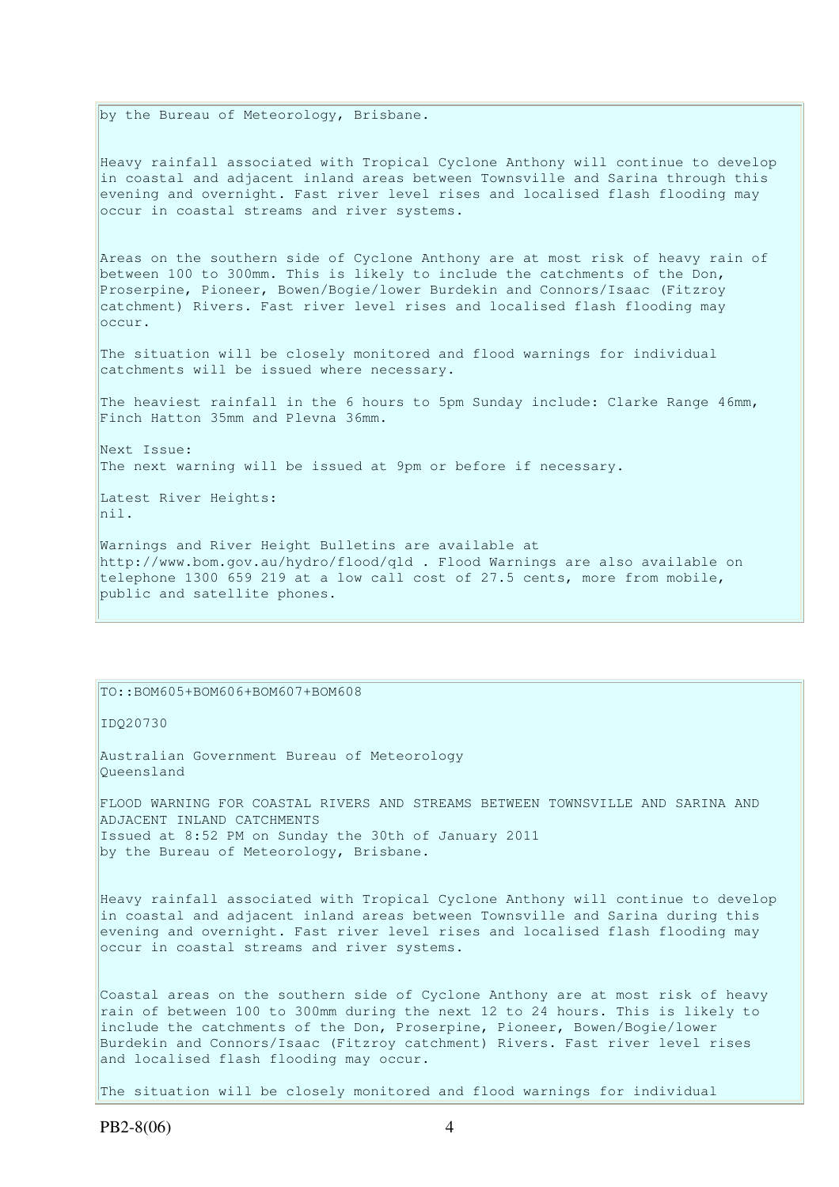by the Bureau of Meteorology, Brisbane.

Heavy rainfall associated with Tropical Cyclone Anthony will continue to develop in coastal and adjacent inland areas between Townsville and Sarina through this evening and overnight. Fast river level rises and localised flash flooding may occur in coastal streams and river systems.

Areas on the southern side of Cyclone Anthony are at most risk of heavy rain of between 100 to 300mm. This is likely to include the catchments of the Don, Proserpine, Pioneer, Bowen/Bogie/lower Burdekin and Connors/Isaac (Fitzroy catchment) Rivers. Fast river level rises and localised flash flooding may occur.

The situation will be closely monitored and flood warnings for individual catchments will be issued where necessary.

The heaviest rainfall in the 6 hours to 5pm Sunday include: Clarke Range 46mm, Finch Hatton 35mm and Plevna 36mm.

Next Issue:
The next warning will be issued at 9pm or before if necessary.

Latest River Heights:
nil.

Warnings and River Height Bulletins are available at http://www.bom.gov.au/hydro/flood/qld . Flood Warnings are also available on telephone 1300 659 219 at a low call cost of 27.5 cents, more from mobile, public and satellite phones.

---

TO::BOM605+BOM606+BOM607+BOM608

IDQ20730

Australian Government Bureau of Meteorology
Queensland

FLOOD WARNING FOR COASTAL RIVERS AND STREAMS BETWEEN TOWNSVILLE AND SARINA AND ADJACENT INLAND CATCHMENTS
Issued at 8:52 PM on Sunday the 30th of January 2011
by the Bureau of Meteorology, Brisbane.

Heavy rainfall associated with Tropical Cyclone Anthony will continue to develop in coastal and adjacent inland areas between Townsville and Sarina during this evening and overnight. Fast river level rises and localised flash flooding may occur in coastal streams and river systems.

Coastal areas on the southern side of Cyclone Anthony are at most risk of heavy rain of between 100 to 300mm during the next 12 to 24 hours. This is likely to include the catchments of the Don, Proserpine, Pioneer, Bowen/Bogie/lower Burdekin and Connors/Isaac (Fitzroy catchment) Rivers. Fast river level rises and localised flash flooding may occur.

The situation will be closely monitored and flood warnings for individual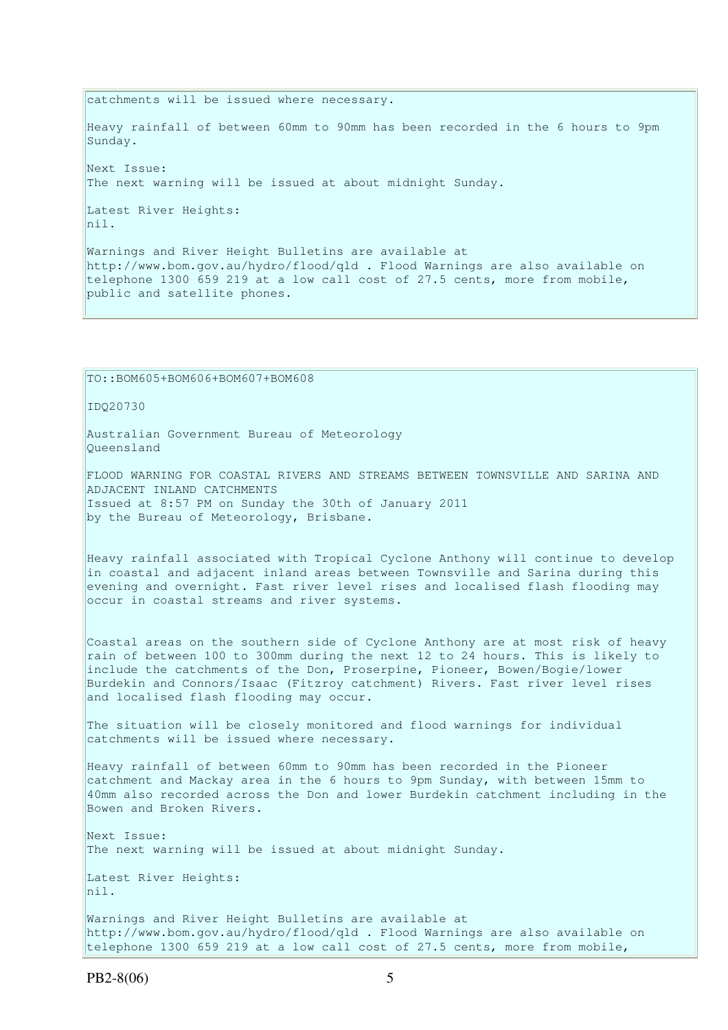catchments will be issued where necessary.

Heavy rainfall of between 60mm to 90mm has been recorded in the 6 hours to 9pm Sunday.

Next Issue:
The next warning will be issued at about midnight Sunday.

Latest River Heights:
nil.

Warnings and River Height Bulletins are available at http://www.bom.gov.au/hydro/flood/qld . Flood Warnings are also available on telephone 1300 659 219 at a low call cost of 27.5 cents, more from mobile, public and satellite phones.

---

TO::BOM605+BOM606+BOM607+BOM608

IDQ20730

Australian Government Bureau of Meteorology
Queensland

FLOOD WARNING FOR COASTAL RIVERS AND STREAMS BETWEEN TOWNSVILLE AND SARINA AND ADJACENT INLAND CATCHMENTS
Issued at 8:57 PM on Sunday the 30th of January 2011
by the Bureau of Meteorology, Brisbane.

Heavy rainfall associated with Tropical Cyclone Anthony will continue to develop in coastal and adjacent inland areas between Townsville and Sarina during this evening and overnight. Fast river level rises and localised flash flooding may occur in coastal streams and river systems.

Coastal areas on the southern side of Cyclone Anthony are at most risk of heavy rain of between 100 to 300mm during the next 12 to 24 hours. This is likely to include the catchments of the Don, Proserpine, Pioneer, Bowen/Bogie/lower Burdekin and Connors/Isaac (Fitzroy catchment) Rivers. Fast river level rises and localised flash flooding may occur.

The situation will be closely monitored and flood warnings for individual catchments will be issued where necessary.

Heavy rainfall of between 60mm to 90mm has been recorded in the Pioneer catchment and Mackay area in the 6 hours to 9pm Sunday, with between 15mm to 40mm also recorded across the Don and lower Burdekin catchment including in the Bowen and Broken Rivers.

Next Issue:
The next warning will be issued at about midnight Sunday.

Latest River Heights:
nil.

Warnings and River Height Bulletins are available at http://www.bom.gov.au/hydro/flood/qld . Flood Warnings are also available on telephone 1300 659 219 at a low call cost of 27.5 cents, more from mobile,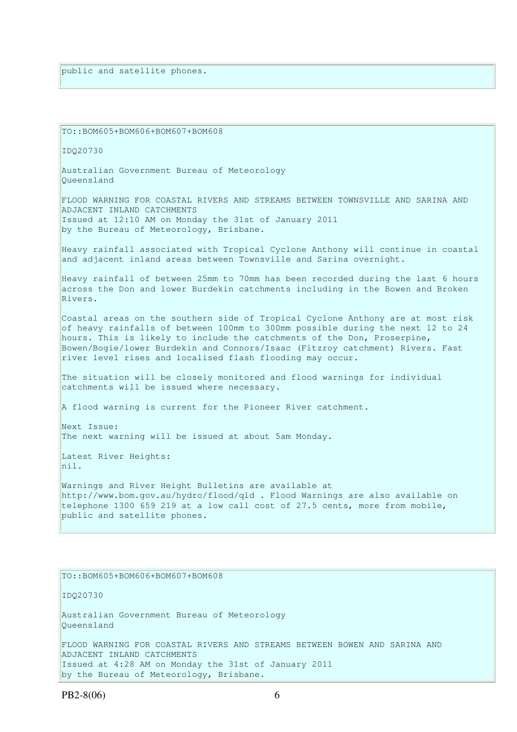public and satellite phones.

TO::BOM605+BOM606+BOM607+BOM608

IDQ20730

Australian Government Bureau of Meteorology
Queensland

FLOOD WARNING FOR COASTAL RIVERS AND STREAMS BETWEEN TOWNSVILLE AND SARINA AND ADJACENT INLAND CATCHMENTS
Issued at 12:10 AM on Monday the 31st of January 2011
by the Bureau of Meteorology, Brisbane.

Heavy rainfall associated with Tropical Cyclone Anthony will continue in coastal and adjacent inland areas between Townsville and Sarina overnight.

Heavy rainfall of between 25mm to 70mm has been recorded during the last 6 hours across the Don and lower Burdekin catchments including in the Bowen and Broken Rivers.

Coastal areas on the southern side of Tropical Cyclone Anthony are at most risk of heavy rainfalls of between 100mm to 300mm possible during the next 12 to 24 hours. This is likely to include the catchments of the Don, Proserpine, Bowen/Bogie/lower Burdekin and Connors/Isaac (Fitzroy catchment) Rivers. Fast river level rises and localised flash flooding may occur.

The situation will be closely monitored and flood warnings for individual catchments will be issued where necessary.

A flood warning is current for the Pioneer River catchment.

Next Issue:
The next warning will be issued at about 5am Monday.

Latest River Heights:
nil.

Warnings and River Height Bulletins are available at http://www.bom.gov.au/hydro/flood/qld . Flood Warnings are also available on telephone 1300 659 219 at a low call cost of 27.5 cents, more from mobile, public and satellite phones.

TO::BOM605+BOM606+BOM607+BOM608

IDQ20730

Australian Government Bureau of Meteorology
Queensland

FLOOD WARNING FOR COASTAL RIVERS AND STREAMS BETWEEN BOWEN AND SARINA AND ADJACENT INLAND CATCHMENTS
Issued at 4:28 AM on Monday the 31st of January 2011
by the Bureau of Meteorology, Brisbane.

PB2-8(06)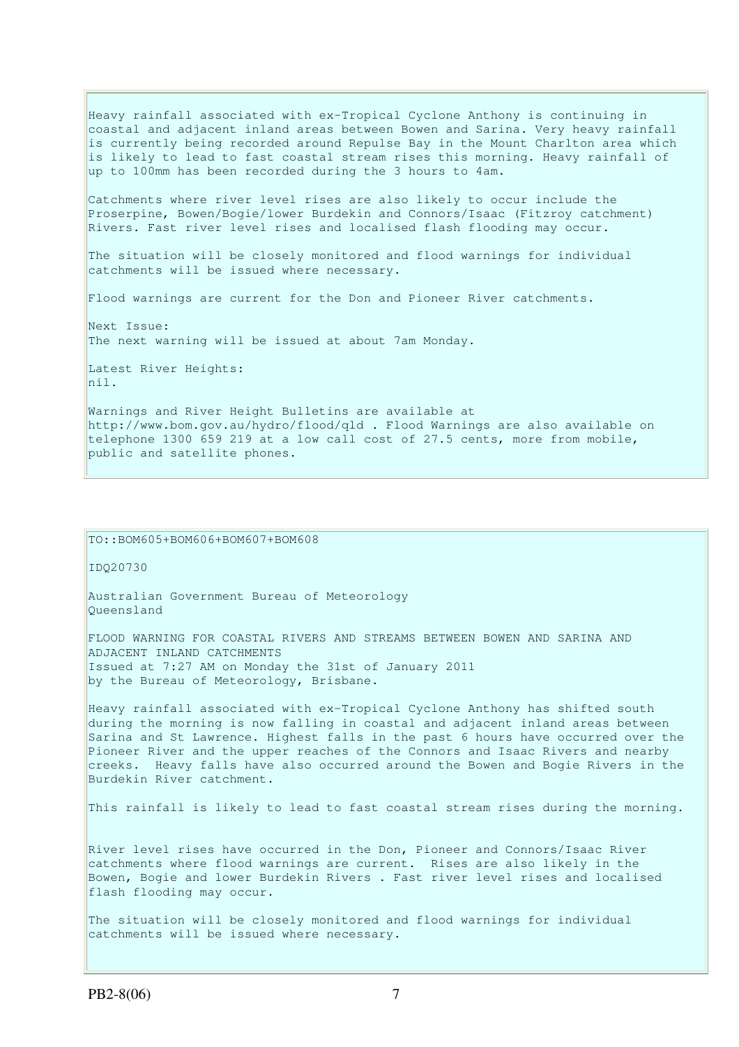Heavy rainfall associated with ex-Tropical Cyclone Anthony is continuing in coastal and adjacent inland areas between Bowen and Sarina. Very heavy rainfall is currently being recorded around Repulse Bay in the Mount Charlton area which is likely to lead to fast coastal stream rises this morning. Heavy rainfall of up to 100mm has been recorded during the 3 hours to 4am.

Catchments where river level rises are also likely to occur include the Proserpine, Bowen/Bogie/lower Burdekin and Connors/Isaac (Fitzroy catchment) Rivers. Fast river level rises and localised flash flooding may occur.

The situation will be closely monitored and flood warnings for individual catchments will be issued where necessary.

Flood warnings are current for the Don and Pioneer River catchments.

Next Issue:
The next warning will be issued at about 7am Monday.

Latest River Heights:
nil.

Warnings and River Height Bulletins are available at http://www.bom.gov.au/hydro/flood/qld . Flood Warnings are also available on telephone 1300 659 219 at a low call cost of 27.5 cents, more from mobile, public and satellite phones.

---

TO::BOM605+BOM606+BOM607+BOM608

IDQ20730

Australian Government Bureau of Meteorology
Queensland

FLOOD WARNING FOR COASTAL RIVERS AND STREAMS BETWEEN BOWEN AND SARINA AND ADJACENT INLAND CATCHMENTS
Issued at 7:27 AM on Monday the 31st of January 2011
by the Bureau of Meteorology, Brisbane.

Heavy rainfall associated with ex-Tropical Cyclone Anthony has shifted south during the morning is now falling in coastal and adjacent inland areas between Sarina and St Lawrence. Highest falls in the past 6 hours have occurred over the Pioneer River and the upper reaches of the Connors and Isaac Rivers and nearby creeks. Heavy falls have also occurred around the Bowen and Bogie Rivers in the Burdekin River catchment.

This rainfall is likely to lead to fast coastal stream rises during the morning.

River level rises have occurred in the Don, Pioneer and Connors/Isaac River catchments where flood warnings are current. Rises are also likely in the Bowen, Bogie and lower Burdekin Rivers . Fast river level rises and localised flash flooding may occur.

The situation will be closely monitored and flood warnings for individual catchments will be issued where necessary.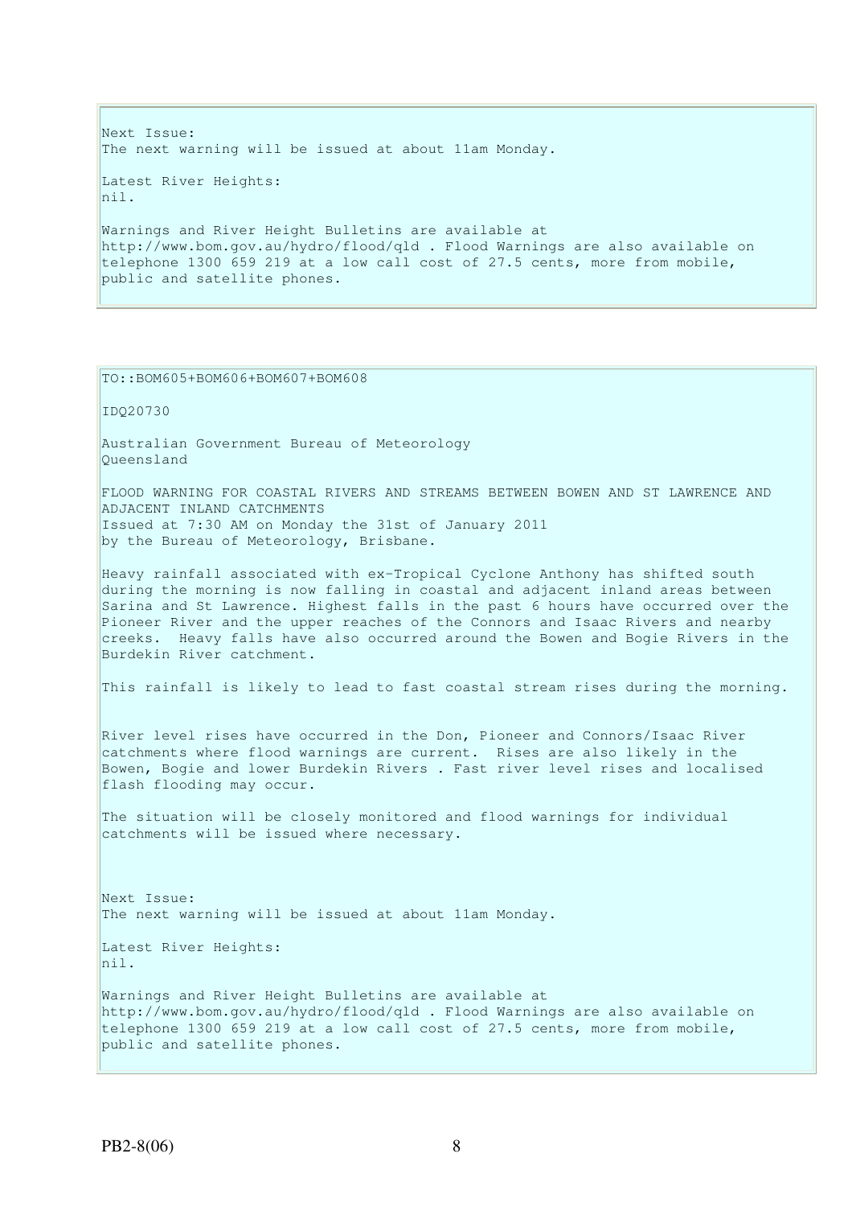Next Issue:
The next warning will be issued at about 11am Monday.

Latest River Heights:
nil.

Warnings and River Height Bulletins are available at http://www.bom.gov.au/hydro/flood/qld . Flood Warnings are also available on telephone 1300 659 219 at a low call cost of 27.5 cents, more from mobile, public and satellite phones.

---

TO::BOM605+BOM606+BOM607+BOM608

IDQ20730

Australian Government Bureau of Meteorology
Queensland

FLOOD WARNING FOR COASTAL RIVERS AND STREAMS BETWEEN BOWEN AND ST LAWRENCE AND ADJACENT INLAND CATCHMENTS
Issued at 7:30 AM on Monday the 31st of January 2011
by the Bureau of Meteorology, Brisbane.

Heavy rainfall associated with ex-Tropical Cyclone Anthony has shifted south during the morning is now falling in coastal and adjacent inland areas between Sarina and St Lawrence. Highest falls in the past 6 hours have occurred over the Pioneer River and the upper reaches of the Connors and Isaac Rivers and nearby creeks. Heavy falls have also occurred around the Bowen and Bogie Rivers in the Burdekin River catchment.

This rainfall is likely to lead to fast coastal stream rises during the morning.

River level rises have occurred in the Don, Pioneer and Connors/Isaac River catchments where flood warnings are current. Rises are also likely in the Bowen, Bogie and lower Burdekin Rivers . Fast river level rises and localised flash flooding may occur.

The situation will be closely monitored and flood warnings for individual catchments will be issued where necessary.

Next Issue:
The next warning will be issued at about 11am Monday.

Latest River Heights:
nil.

Warnings and River Height Bulletins are available at http://www.bom.gov.au/hydro/flood/qld . Flood Warnings are also available on telephone 1300 659 219 at a low call cost of 27.5 cents, more from mobile, public and satellite phones.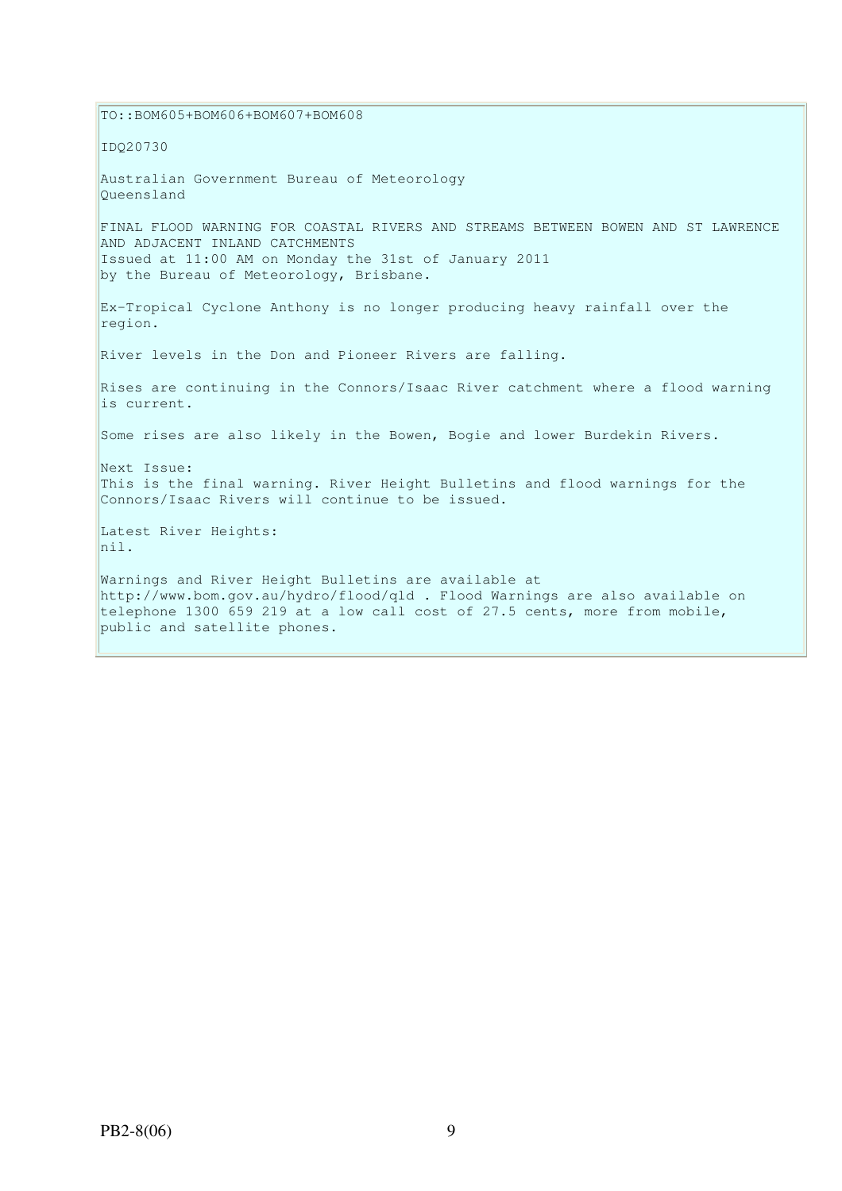TO::BOM605+BOM606+BOM607+BOM608

IDQ20730

Australian Government Bureau of Meteorology
Queensland

FINAL FLOOD WARNING FOR COASTAL RIVERS AND STREAMS BETWEEN BOWEN AND ST LAWRENCE AND ADJACENT INLAND CATCHMENTS
Issued at 11:00 AM on Monday the 31st of January 2011
by the Bureau of Meteorology, Brisbane.

Ex-Tropical Cyclone Anthony is no longer producing heavy rainfall over the region.

River levels in the Don and Pioneer Rivers are falling.

Rises are continuing in the Connors/Isaac River catchment where a flood warning is current.

Some rises are also likely in the Bowen, Bogie and lower Burdekin Rivers.

Next Issue:
This is the final warning. River Height Bulletins and flood warnings for the Connors/Isaac Rivers will continue to be issued.

Latest River Heights:
nil.

Warnings and River Height Bulletins are available at http://www.bom.gov.au/hydro/flood/qld . Flood Warnings are also available on telephone 1300 659 219 at a low call cost of 27.5 cents, more from mobile, public and satellite phones.

PB2-8(06)